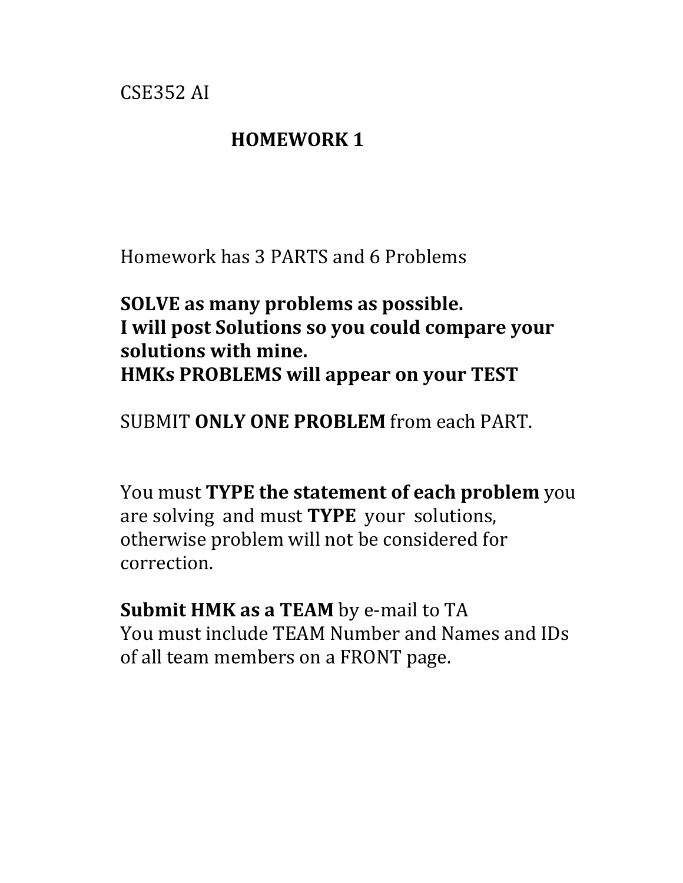CSE352 AI

# HOMEWORK 1

Homework has 3 PARTS and 6 Problems

**SOLVE as many problems as possible.**
**I will post Solutions so you could compare your solutions with mine.**
**HMKs PROBLEMS will appear on your TEST**

SUBMIT **ONLY ONE PROBLEM** from each PART.

You must **TYPE the statement of each problem** you are solving and must **TYPE** your solutions, otherwise problem will not be considered for correction.

**Submit HMK as a TEAM** by e-mail to TA
You must include TEAM Number and Names and IDs of all team members on a FRONT page.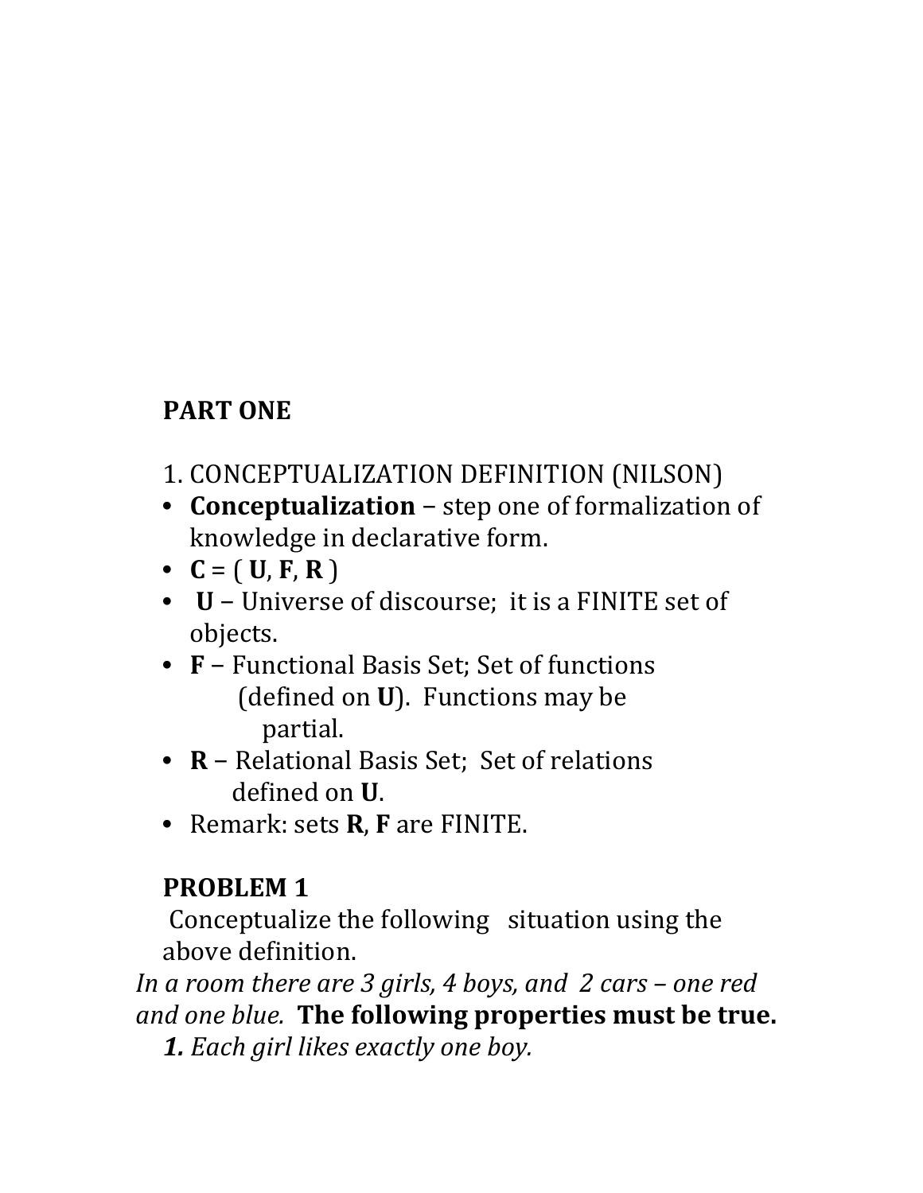**PART ONE**

1. CONCEPTUALIZATION DEFINITION (NILSON)

- **Conceptualization** – step one of formalization of knowledge in declarative form.
- **C** = ( **U**, **F**, **R** )
- **U** – Universe of discourse; it is a FINITE set of objects.
- **F** – Functional Basis Set; Set of functions (defined on **U**). Functions may be partial.
- **R** – Relational Basis Set; Set of relations defined on **U**.
- Remark: sets **R**, **F** are FINITE.

**PROBLEM 1**

Conceptualize the following situation using the above definition.

*In a room there are 3 girls, 4 boys, and 2 cars – one red and one blue.* **The following properties must be true.**

***1.*** *Each girl likes exactly one boy.*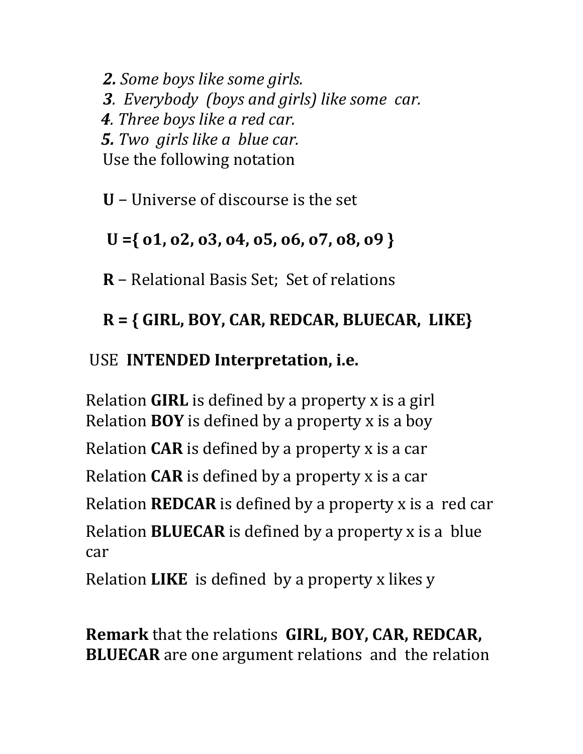***2.*** *Some boys like some girls.*
***3***. *Everybody (boys and girls) like some car.*
***4***. *Three boys like a red car.*
***5.*** *Two girls like a blue car.*
Use the following notation

**U** – Universe of discourse is the set

**U ={ o1, o2, o3, o4, o5, o6, o7, o8, o9 }**

**R** – Relational Basis Set; Set of relations

**R = { GIRL, BOY, CAR, REDCAR, BLUECAR, LIKE}**

USE **INTENDED Interpretation, i.e.**

Relation **GIRL** is defined by a property x is a girl
Relation **BOY** is defined by a property x is a boy

Relation **CAR** is defined by a property x is a car

Relation **CAR** is defined by a property x is a car

Relation **REDCAR** is defined by a property x is a red car

Relation **BLUECAR** is defined by a property x is a blue car

Relation **LIKE** is defined by a property x likes y

**Remark** that the relations **GIRL, BOY, CAR, REDCAR, BLUECAR** are one argument relations and the relation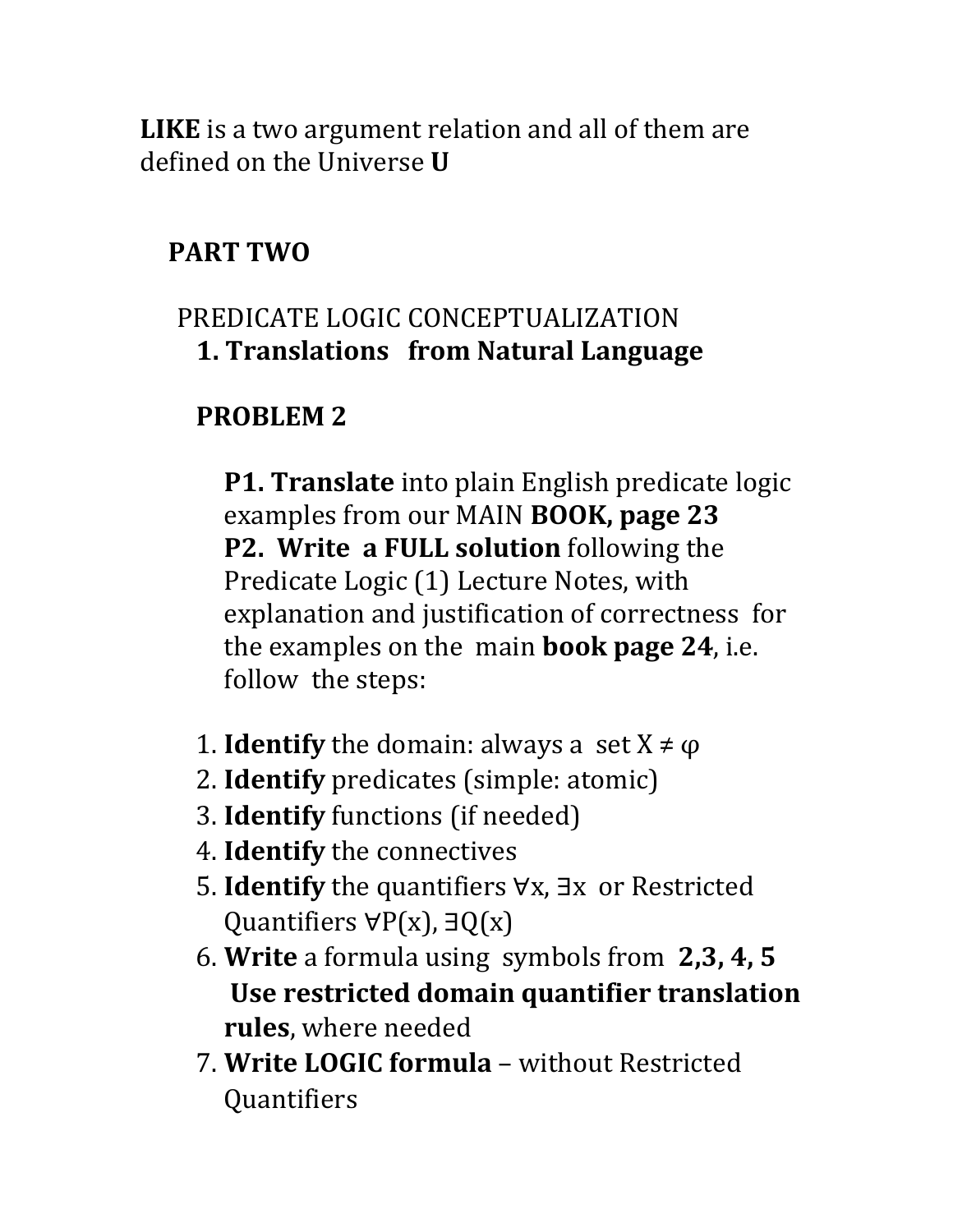**LIKE** is a two argument relation and all of them are defined on the Universe **U**

## PART TWO

PREDICATE LOGIC CONCEPTUALIZATION

### 1. Translations from Natural Language

### PROBLEM 2

**P1. Translate** into plain English predicate logic examples from our MAIN **BOOK, page 23**
**P2. Write a FULL solution** following the Predicate Logic (1) Lecture Notes, with explanation and justification of correctness for the examples on the main **book page 24**, i.e. follow the steps:

1. **Identify** the domain: always a set $X \neq \varphi$
2. **Identify** predicates (simple: atomic)
3. **Identify** functions (if needed)
4. **Identify** the connectives
5. **Identify** the quantifiers $\forall x$, $\exists x$ or Restricted Quantifiers $\forall P(x)$, $\exists Q(x)$
6. **Write** a formula using symbols from **2,3, 4, 5** **Use restricted domain quantifier translation rules**, where needed
7. **Write LOGIC formula** – without Restricted Quantifiers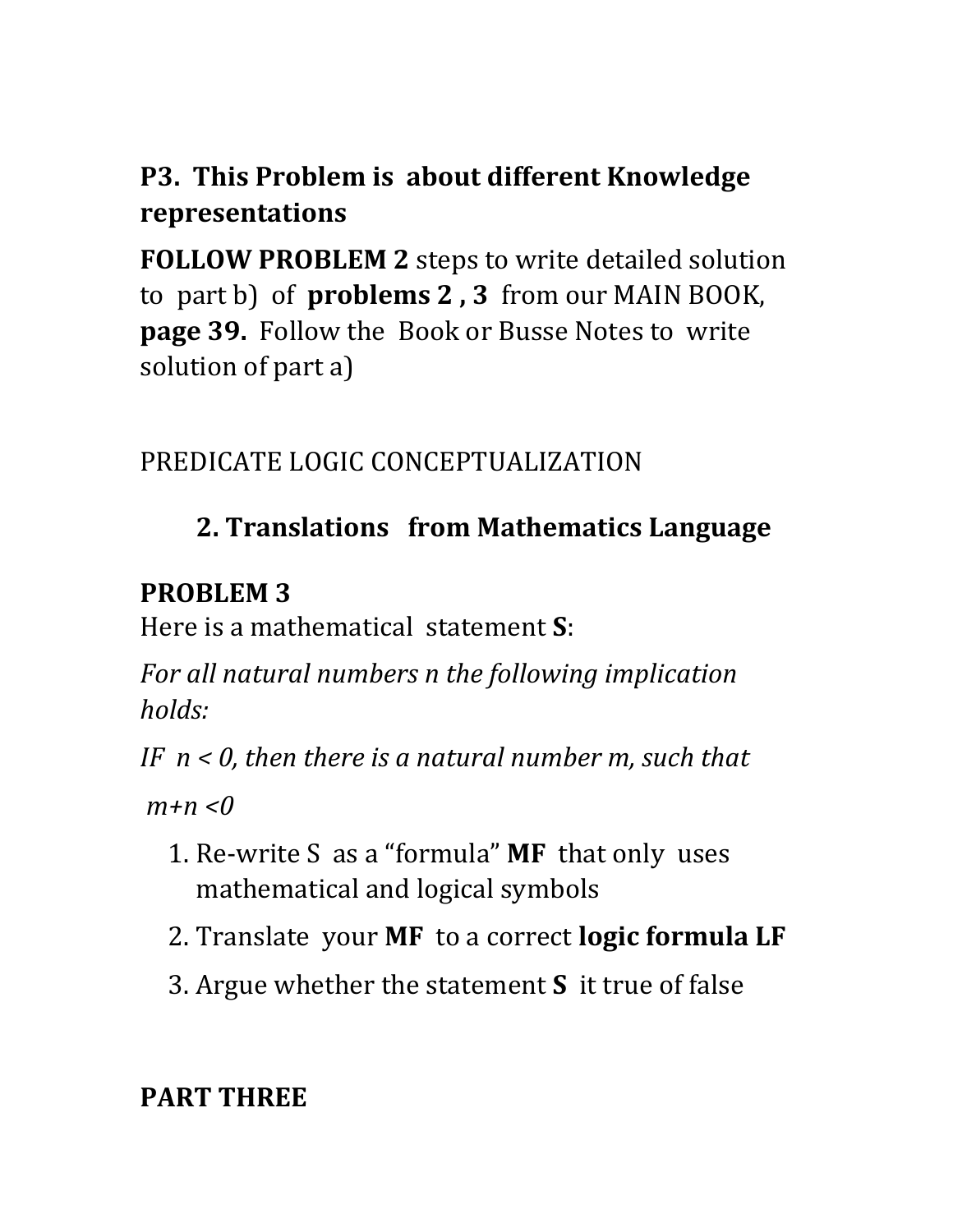**P3. This Problem is about different Knowledge representations**

**FOLLOW PROBLEM 2** steps to write detailed solution to part b) of **problems 2 , 3** from our MAIN BOOK, **page 39.** Follow the Book or Busse Notes to write solution of part a)

PREDICATE LOGIC CONCEPTUALIZATION

## 2. Translations from Mathematics Language

**PROBLEM 3**

Here is a mathematical statement **S**:

*For all natural numbers n the following implication holds:*

*IF $n < 0$, then there is a natural number m, such that*

*$m+n < 0$*

1. Re-write S as a "formula" **MF** that only uses mathematical and logical symbols
2. Translate your **MF** to a correct **logic formula LF**
3. Argue whether the statement **S** it true of false

**PART THREE**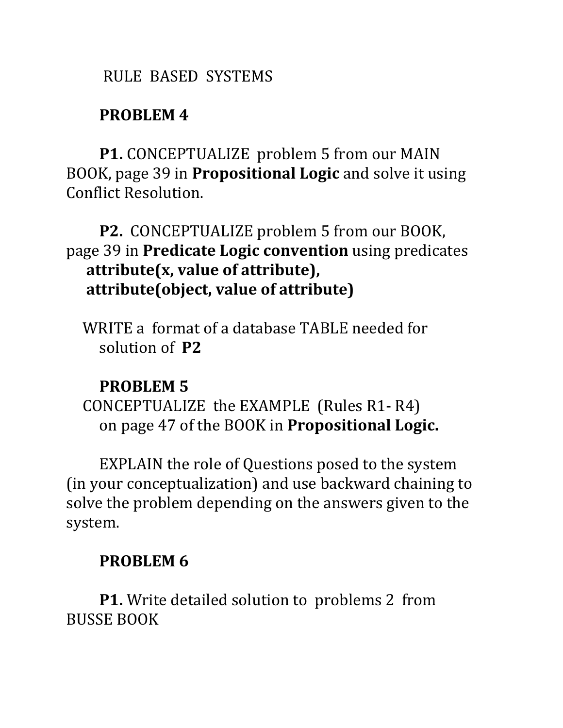RULE BASED SYSTEMS

**PROBLEM 4**

**P1.** CONCEPTUALIZE problem 5 from our MAIN BOOK, page 39 in **Propositional Logic** and solve it using Conflict Resolution.

**P2.** CONCEPTUALIZE problem 5 from our BOOK, page 39 in **Predicate Logic convention** using predicates **attribute(x, value of attribute), attribute(object, value of attribute)**

WRITE a format of a database TABLE needed for solution of **P2**

**PROBLEM 5**

CONCEPTUALIZE the EXAMPLE (Rules R1- R4) on page 47 of the BOOK in **Propositional Logic.**

EXPLAIN the role of Questions posed to the system (in your conceptualization) and use backward chaining to solve the problem depending on the answers given to the system.

**PROBLEM 6**

**P1.** Write detailed solution to problems 2 from BUSSE BOOK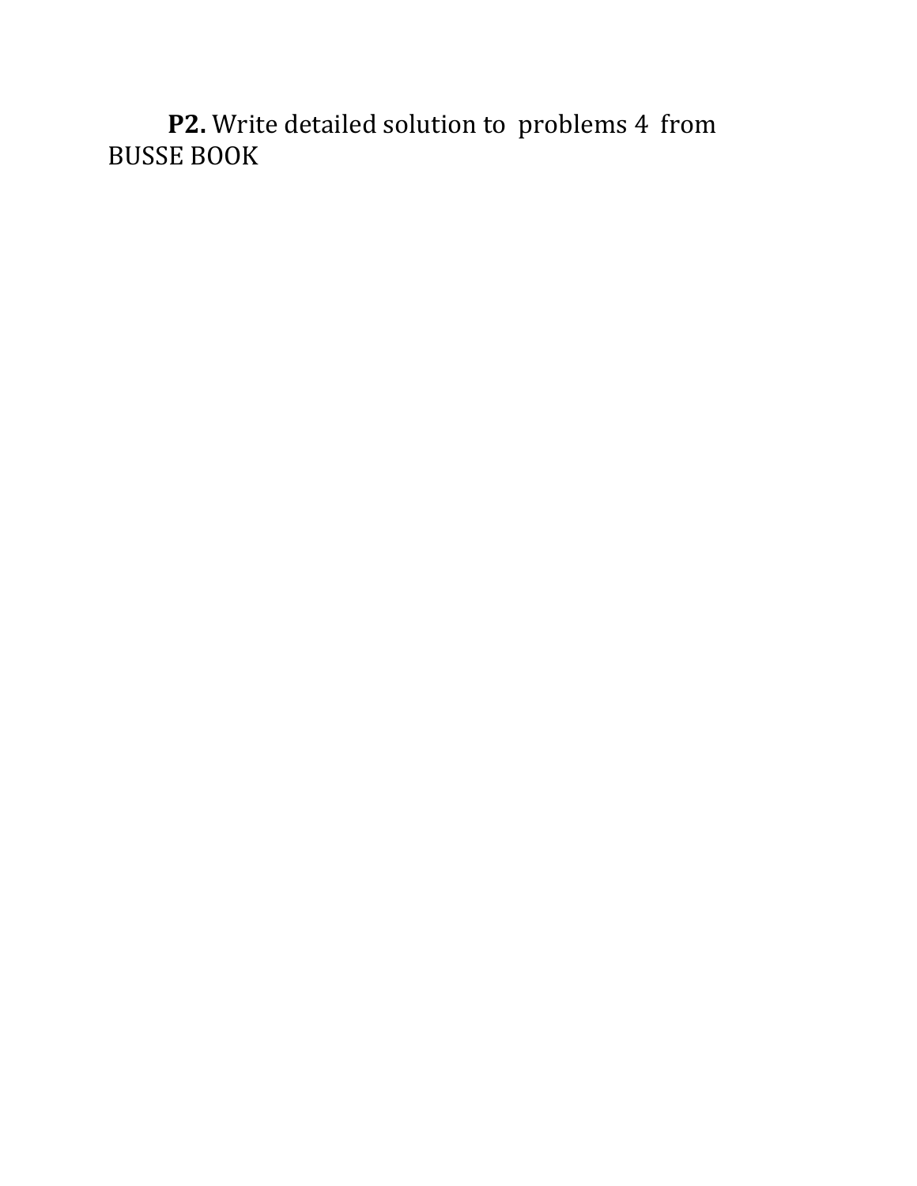**P2.** Write detailed solution to problems 4 from BUSSE BOOK